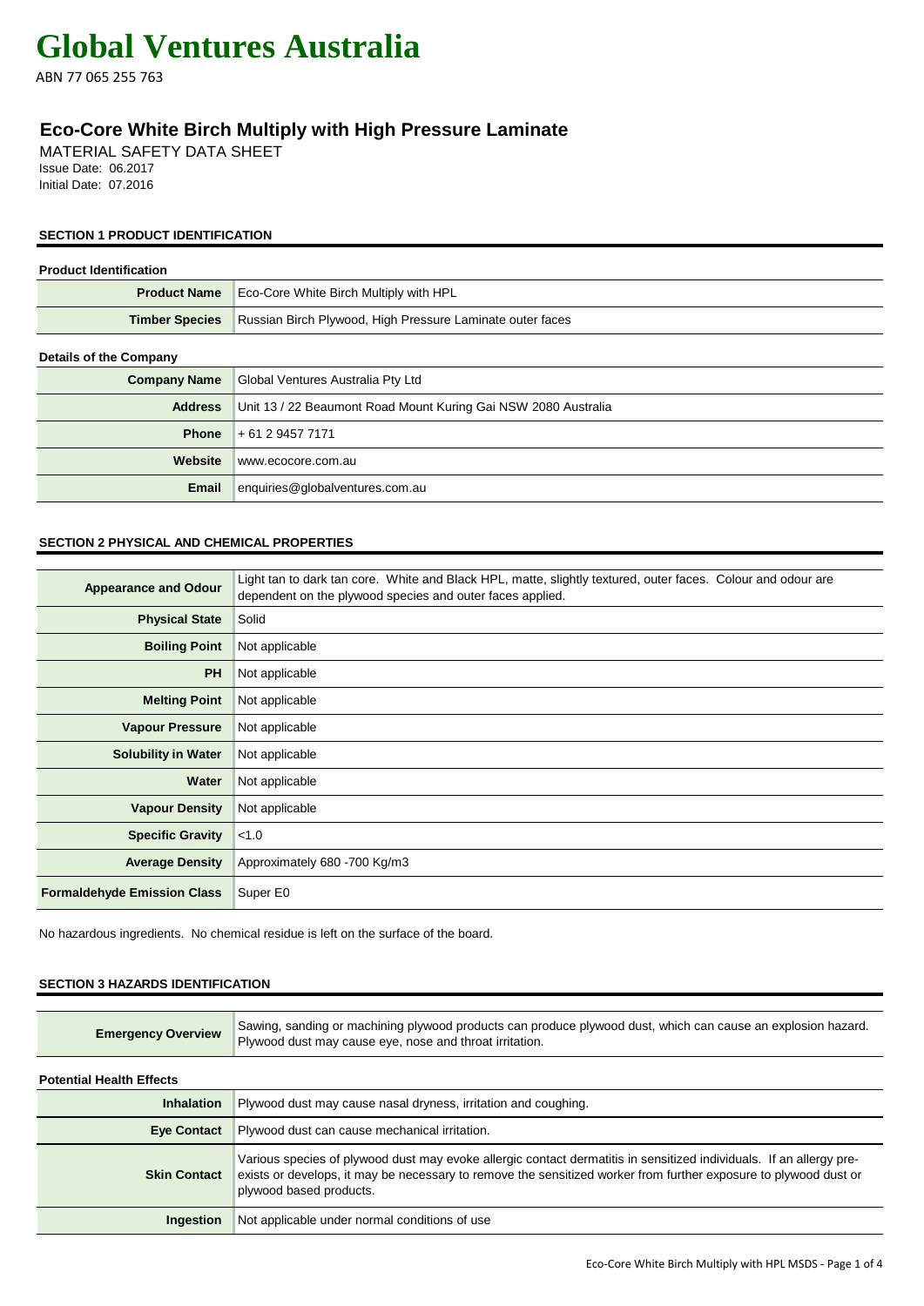# Global Ventures Australia

ABN 77 065 255 763

## Eco-Core White Birch Multiply with High Pressure Laminate

MATERIAL SAFETY DATA SHEET
Issue Date: 06.2017
Initial Date: 07.2016

### SECTION 1 PRODUCT IDENTIFICATION

**Product Identification**

| | |
|---|---|
| **Product Name** | Eco-Core White Birch Multiply with HPL |
| **Timber Species** | Russian Birch Plywood, High Pressure Laminate outer faces |

**Details of the Company**

| | |
|---|---|
| **Company Name** | Global Ventures Australia Pty Ltd |
| **Address** | Unit 13 / 22 Beaumont Road Mount Kuring Gai NSW 2080 Australia |
| **Phone** | + 61 2 9457 7171 |
| **Website** | www.ecocore.com.au |
| **Email** | enquiries@globalventures.com.au |

### SECTION 2 PHYSICAL AND CHEMICAL PROPERTIES

| | |
|---|---|
| **Appearance and Odour** | Light tan to dark tan core. White and Black HPL, matte, slightly textured, outer faces. Colour and odour are dependent on the plywood species and outer faces applied. |
| **Physical State** | Solid |
| **Boiling Point** | Not applicable |
| **PH** | Not applicable |
| **Melting Point** | Not applicable |
| **Vapour Pressure** | Not applicable |
| **Solubility in Water** | Not applicable |
| **Water** | Not applicable |
| **Vapour Density** | Not applicable |
| **Specific Gravity** | <1.0 |
| **Average Density** | Approximately 680 -700 Kg/m3 |
| **Formaldehyde Emission Class** | Super E0 |

No hazardous ingredients. No chemical residue is left on the surface of the board.

### SECTION 3 HAZARDS IDENTIFICATION

| | |
|---|---|
| **Emergency Overview** | Sawing, sanding or machining plywood products can produce plywood dust, which can cause an explosion hazard. Plywood dust may cause eye, nose and throat irritation. |

**Potential Health Effects**

| | |
|---|---|
| **Inhalation** | Plywood dust may cause nasal dryness, irritation and coughing. |
| **Eye Contact** | Plywood dust can cause mechanical irritation. |
| **Skin Contact** | Various species of plywood dust may evoke allergic contact dermatitis in sensitized individuals. If an allergy pre-exists or develops, it may be necessary to remove the sensitized worker from further exposure to plywood dust or plywood based products. |
| **Ingestion** | Not applicable under normal conditions of use |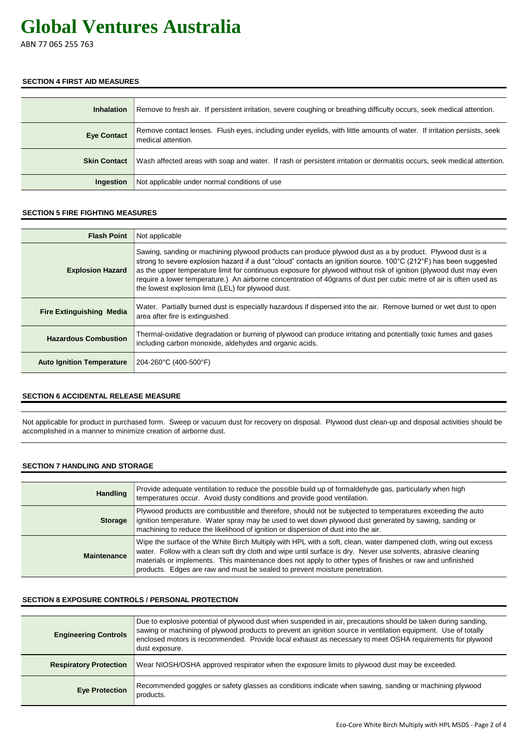# Global Ventures Australia

ABN 77 065 255 763

## SECTION 4 FIRST AID MEASURES

| | |
|---|---|
| **Inhalation** | Remove to fresh air. If persistent irritation, severe coughing or breathing difficulty occurs, seek medical attention. |
| **Eye Contact** | Remove contact lenses. Flush eyes, including under eyelids, with little amounts of water. If irritation persists, seek medical attention. |
| **Skin Contact** | Wash affected areas with soap and water. If rash or persistent irritation or dermatitis occurs, seek medical attention. |
| **Ingestion** | Not applicable under normal conditions of use |

## SECTION 5 FIRE FIGHTING MEASURES

| | |
|---|---|
| **Flash Point** | Not applicable |
| **Explosion Hazard** | Sawing, sanding or machining plywood products can produce plywood dust as a by product. Plywood dust is a strong to severe explosion hazard if a dust "cloud" contacts an ignition source. 100°C (212°F) has been suggested as the upper temperature limit for continuous exposure for plywood without risk of ignition (plywood dust may even require a lower temperature.) An airborne concentration of 40grams of dust per cubic metre of air is often used as the lowest explosion limit (LEL) for plywood dust. |
| **Fire Extinguishing Media** | Water. Partially burned dust is especially hazardous if dispersed into the air. Remove burned or wet dust to open area after fire is extinguished. |
| **Hazardous Combustion** | Thermal-oxidative degradation or burning of plywood can produce irritating and potentially toxic fumes and gases including carbon monoxide, aldehydes and organic acids. |
| **Auto Ignition Temperature** | 204-260°C (400-500°F) |

## SECTION 6 ACCIDENTAL RELEASE MEASURE

Not applicable for product in purchased form. Sweep or vacuum dust for recovery on disposal. Plywood dust clean-up and disposal activities should be accomplished in a manner to minimize creation of airborne dust.

## SECTION 7 HANDLING AND STORAGE

| | |
|---|---|
| **Handling** | Provide adequate ventilation to reduce the possible build up of formaldehyde gas, particularly when high temperatures occur. Avoid dusty conditions and provide good ventilation. |
| **Storage** | Plywood products are combustible and therefore, should not be subjected to temperatures exceeding the auto ignition temperature. Water spray may be used to wet down plywood dust generated by sawing, sanding or machining to reduce the likelihood of ignition or dispersion of dust into the air. |
| **Maintenance** | Wipe the surface of the White Birch Multiply with HPL with a soft, clean, water dampened cloth, wring out excess water. Follow with a clean soft dry cloth and wipe until surface is dry. Never use solvents, abrasive cleaning materials or implements. This maintenance does not apply to other types of finishes or raw and unfinished products. Edges are raw and must be sealed to prevent moisture penetration. |

## SECTION 8 EXPOSURE CONTROLS / PERSONAL PROTECTION

| | |
|---|---|
| **Engineering Controls** | Due to explosive potential of plywood dust when suspended in air, precautions should be taken during sanding, sawing or machining of plywood products to prevent an ignition source in ventilation equipment. Use of totally enclosed motors is recommended. Provide local exhaust as necessary to meet OSHA requirements for plywood dust exposure. |
| **Respiratory Protection** | Wear NIOSH/OSHA approved respirator when the exposure limits to plywood dust may be exceeded. |
| **Eye Protection** | Recommended goggles or safety glasses as conditions indicate when sawing, sanding or machining plywood products. |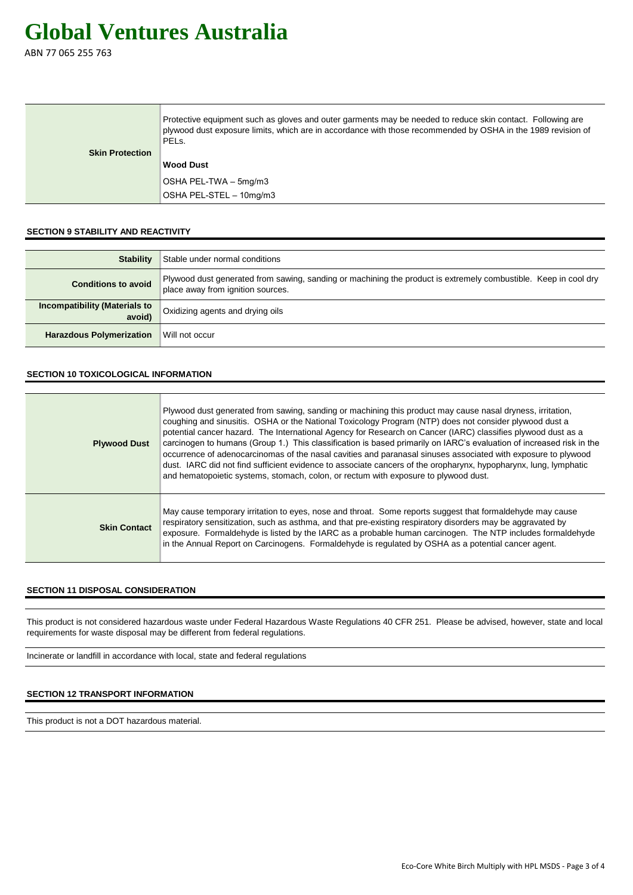# Global Ventures Australia

ABN 77 065 255 763

| | |
|---|---|
| **Skin Protection** | Protective equipment such as gloves and outer garments may be needed to reduce skin contact. Following are plywood dust exposure limits, which are in accordance with those recommended by OSHA in the 1989 revision of PELs.<br><br>**Wood Dust**<br><br>OSHA PEL-TWA – 5mg/m3<br><br>OSHA PEL-STEL – 10mg/m3 |

## SECTION 9 STABILITY AND REACTIVITY

| | |
|---|---|
| **Stability** | Stable under normal conditions |
| **Conditions to avoid** | Plywood dust generated from sawing, sanding or machining the product is extremely combustible. Keep in cool dry place away from ignition sources. |
| **Incompatibility (Materials to avoid)** | Oxidizing agents and drying oils |
| **Harazdous Polymerization** | Will not occur |

## SECTION 10 TOXICOLOGICAL INFORMATION

| | |
|---|---|
| **Plywood Dust** | Plywood dust generated from sawing, sanding or machining this product may cause nasal dryness, irritation, coughing and sinusitis. OSHA or the National Toxicology Program (NTP) does not consider plywood dust a potential cancer hazard. The International Agency for Research on Cancer (IARC) classifies plywood dust as a carcinogen to humans (Group 1.) This classification is based primarily on IARC's evaluation of increased risk in the occurrence of adenocarcinomas of the nasal cavities and paranasal sinuses associated with exposure to plywood dust. IARC did not find sufficient evidence to associate cancers of the oropharynx, hypopharynx, lung, lymphatic and hematopoietic systems, stomach, colon, or rectum with exposure to plywood dust. |
| **Skin Contact** | May cause temporary irritation to eyes, nose and throat. Some reports suggest that formaldehyde may cause respiratory sensitization, such as asthma, and that pre-existing respiratory disorders may be aggravated by exposure. Formaldehyde is listed by the IARC as a probable human carcinogen. The NTP includes formaldehyde in the Annual Report on Carcinogens. Formaldehyde is regulated by OSHA as a potential cancer agent. |

## SECTION 11 DISPOSAL CONSIDERATION

This product is not considered hazardous waste under Federal Hazardous Waste Regulations 40 CFR 251. Please be advised, however, state and local requirements for waste disposal may be different from federal regulations.

Incinerate or landfill in accordance with local, state and federal regulations

## SECTION 12 TRANSPORT INFORMATION

This product is not a DOT hazardous material.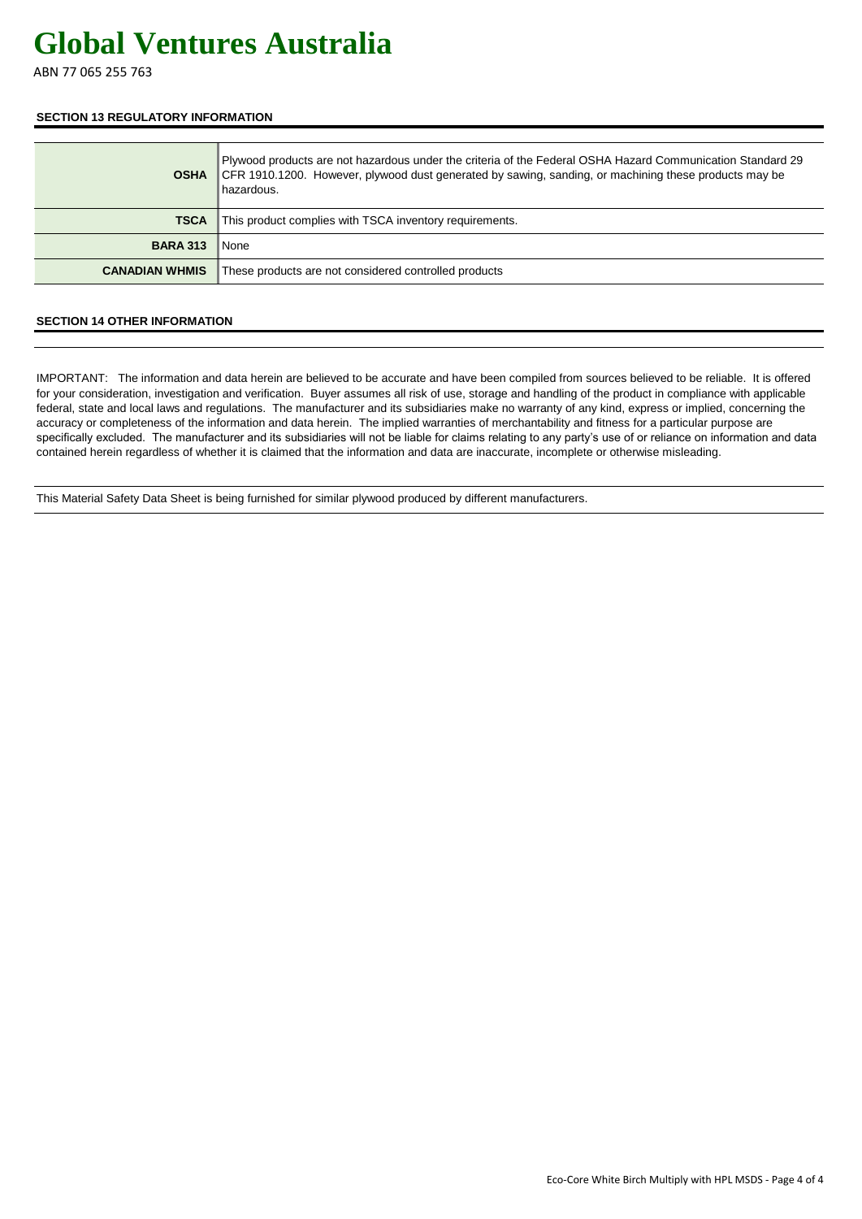# Global Ventures Australia

ABN 77 065 255 763

## SECTION 13 REGULATORY INFORMATION

| | |
|---|---|
| **OSHA** | Plywood products are not hazardous under the criteria of the Federal OSHA Hazard Communication Standard 29 CFR 1910.1200. However, plywood dust generated by sawing, sanding, or machining these products may be hazardous. |
| **TSCA** | This product complies with TSCA inventory requirements. |
| **BARA 313** | None |
| **CANADIAN WHMIS** | These products are not considered controlled products |

## SECTION 14 OTHER INFORMATION

IMPORTANT: The information and data herein are believed to be accurate and have been compiled from sources believed to be reliable. It is offered for your consideration, investigation and verification. Buyer assumes all risk of use, storage and handling of the product in compliance with applicable federal, state and local laws and regulations. The manufacturer and its subsidiaries make no warranty of any kind, express or implied, concerning the accuracy or completeness of the information and data herein. The implied warranties of merchantability and fitness for a particular purpose are specifically excluded. The manufacturer and its subsidiaries will not be liable for claims relating to any party's use of or reliance on information and data contained herein regardless of whether it is claimed that the information and data are inaccurate, incomplete or otherwise misleading.

This Material Safety Data Sheet is being furnished for similar plywood produced by different manufacturers.